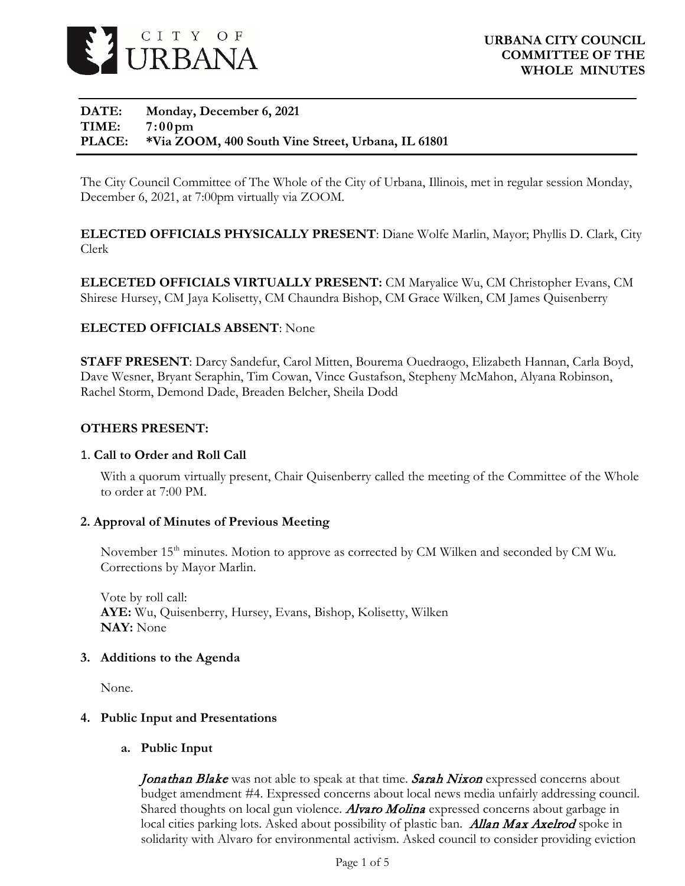**URBANA CITY COUNCIL COMMITTEE OF THE WHOLE MINUTES**

**DATE:** Monday, December 6, 2021
**TIME:** 7:00pm
**PLACE:** *Via ZOOM, 400 South Vine Street, Urbana, IL 61801

The City Council Committee of The Whole of the City of Urbana, Illinois, met in regular session Monday, December 6, 2021, at 7:00pm virtually via ZOOM.

**ELECTED OFFICIALS PHYSICALLY PRESENT**: Diane Wolfe Marlin, Mayor; Phyllis D. Clark, City Clerk

**ELECECTED OFFICIALS VIRTUALLY PRESENT:** CM Maryalice Wu, CM Christopher Evans, CM Shirese Hursey, CM Jaya Kolisetty, CM Chaundra Bishop, CM Grace Wilken, CM James Quisenberry

**ELECTED OFFICIALS ABSENT**: None

**STAFF PRESENT**: Darcy Sandefur, Carol Mitten, Bourema Ouedraogo, Elizabeth Hannan, Carla Boyd, Dave Wesner, Bryant Seraphin, Tim Cowan, Vince Gustafson, Stepheny McMahon, Alyana Robinson, Rachel Storm, Demond Dade, Breaden Belcher, Sheila Dodd

**OTHERS PRESENT:**

## 1. Call to Order and Roll Call

With a quorum virtually present, Chair Quisenberry called the meeting of the Committee of the Whole to order at 7:00 PM.

## 2. Approval of Minutes of Previous Meeting

November 15th minutes. Motion to approve as corrected by CM Wilken and seconded by CM Wu. Corrections by Mayor Marlin.

Vote by roll call:
**AYE:** Wu, Quisenberry, Hursey, Evans, Bishop, Kolisetty, Wilken
**NAY:** None

## 3. Additions to the Agenda

None.

## 4. Public Input and Presentations

### a. Public Input

*Jonathan Blake* was not able to speak at that time. *Sarah Nixon* expressed concerns about budget amendment #4. Expressed concerns about local news media unfairly addressing council. Shared thoughts on local gun violence. *Alvaro Molina* expressed concerns about garbage in local cities parking lots. Asked about possibility of plastic ban. *Allan Max Axelrod* spoke in solidarity with Alvaro for environmental activism. Asked council to consider providing eviction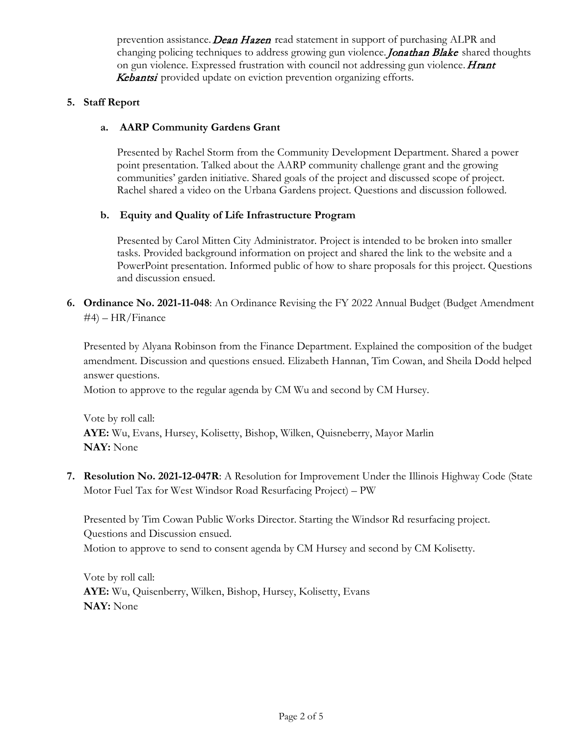prevention assistance. *Dean Hazen* read statement in support of purchasing ALPR and changing policing techniques to address growing gun violence. *Jonathan Blake* shared thoughts on gun violence. Expressed frustration with council not addressing gun violence. *Hrant Kebantsi* provided update on eviction prevention organizing efforts.

**5. Staff Report**

**a. AARP Community Gardens Grant**

Presented by Rachel Storm from the Community Development Department. Shared a power point presentation. Talked about the AARP community challenge grant and the growing communities' garden initiative. Shared goals of the project and discussed scope of project. Rachel shared a video on the Urbana Gardens project. Questions and discussion followed.

**b. Equity and Quality of Life Infrastructure Program**

Presented by Carol Mitten City Administrator. Project is intended to be broken into smaller tasks. Provided background information on project and shared the link to the website and a PowerPoint presentation. Informed public of how to share proposals for this project. Questions and discussion ensued.

**6. Ordinance No. 2021-11-048**: An Ordinance Revising the FY 2022 Annual Budget (Budget Amendment #4) – HR/Finance

Presented by Alyana Robinson from the Finance Department. Explained the composition of the budget amendment. Discussion and questions ensued. Elizabeth Hannan, Tim Cowan, and Sheila Dodd helped answer questions.

Motion to approve to the regular agenda by CM Wu and second by CM Hursey.

Vote by roll call:
**AYE:** Wu, Evans, Hursey, Kolisetty, Bishop, Wilken, Quisneberry, Mayor Marlin
**NAY:** None

**7. Resolution No. 2021-12-047R**: A Resolution for Improvement Under the Illinois Highway Code (State Motor Fuel Tax for West Windsor Road Resurfacing Project) – PW

Presented by Tim Cowan Public Works Director. Starting the Windsor Rd resurfacing project. Questions and Discussion ensued.

Motion to approve to send to consent agenda by CM Hursey and second by CM Kolisetty.

Vote by roll call:
**AYE:** Wu, Quisenberry, Wilken, Bishop, Hursey, Kolisetty, Evans
**NAY:** None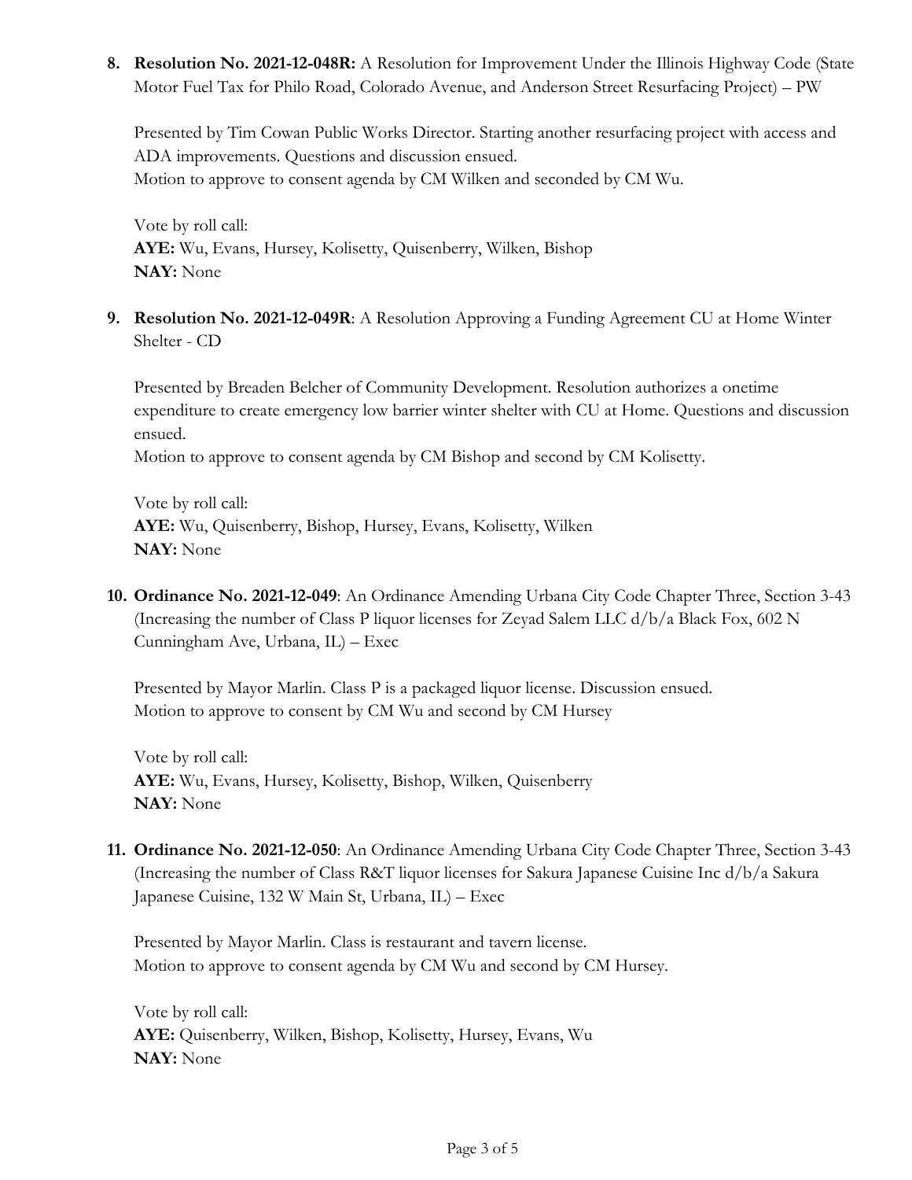8. **Resolution No. 2021-12-048R:** A Resolution for Improvement Under the Illinois Highway Code (State Motor Fuel Tax for Philo Road, Colorado Avenue, and Anderson Street Resurfacing Project) – PW

   Presented by Tim Cowan Public Works Director. Starting another resurfacing project with access and ADA improvements. Questions and discussion ensued.
   Motion to approve to consent agenda by CM Wilken and seconded by CM Wu.

   Vote by roll call:
   **AYE:** Wu, Evans, Hursey, Kolisetty, Quisenberry, Wilken, Bishop
   **NAY:** None

9. **Resolution No. 2021-12-049R**: A Resolution Approving a Funding Agreement CU at Home Winter Shelter - CD

   Presented by Breaden Belcher of Community Development. Resolution authorizes a onetime expenditure to create emergency low barrier winter shelter with CU at Home. Questions and discussion ensued.
   Motion to approve to consent agenda by CM Bishop and second by CM Kolisetty.

   Vote by roll call:
   **AYE:** Wu, Quisenberry, Bishop, Hursey, Evans, Kolisetty, Wilken
   **NAY:** None

10. **Ordinance No. 2021-12-049**: An Ordinance Amending Urbana City Code Chapter Three, Section 3-43 (Increasing the number of Class P liquor licenses for Zeyad Salem LLC d/b/a Black Fox, 602 N Cunningham Ave, Urbana, IL) – Exec

    Presented by Mayor Marlin. Class P is a packaged liquor license. Discussion ensued.
    Motion to approve to consent by CM Wu and second by CM Hursey

    Vote by roll call:
    **AYE:** Wu, Evans, Hursey, Kolisetty, Bishop, Wilken, Quisenberry
    **NAY:** None

11. **Ordinance No. 2021-12-050**: An Ordinance Amending Urbana City Code Chapter Three, Section 3-43 (Increasing the number of Class R&T liquor licenses for Sakura Japanese Cuisine Inc d/b/a Sakura Japanese Cuisine, 132 W Main St, Urbana, IL) – Exec

    Presented by Mayor Marlin. Class is restaurant and tavern license.
    Motion to approve to consent agenda by CM Wu and second by CM Hursey.

    Vote by roll call:
    **AYE:** Quisenberry, Wilken, Bishop, Kolisetty, Hursey, Evans, Wu
    **NAY:** None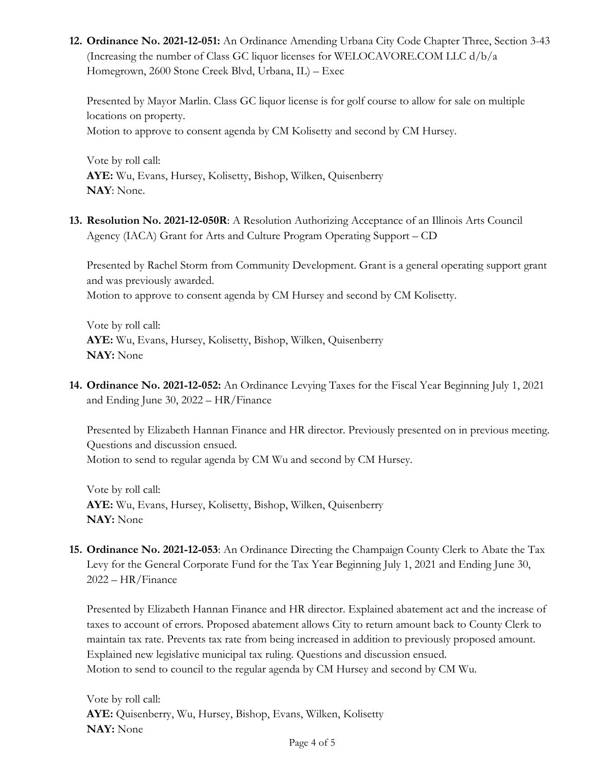12. **Ordinance No. 2021-12-051:** An Ordinance Amending Urbana City Code Chapter Three, Section 3-43 (Increasing the number of Class GC liquor licenses for WELOCAVORE.COM LLC d/b/a Homegrown, 2600 Stone Creek Blvd, Urbana, IL) – Exec

    Presented by Mayor Marlin. Class GC liquor license is for golf course to allow for sale on multiple locations on property.
    Motion to approve to consent agenda by CM Kolisetty and second by CM Hursey.

    Vote by roll call:
    **AYE:** Wu, Evans, Hursey, Kolisetty, Bishop, Wilken, Quisenberry
    **NAY**: None.

13. **Resolution No. 2021-12-050R**: A Resolution Authorizing Acceptance of an Illinois Arts Council Agency (IACA) Grant for Arts and Culture Program Operating Support – CD

    Presented by Rachel Storm from Community Development. Grant is a general operating support grant and was previously awarded.
    Motion to approve to consent agenda by CM Hursey and second by CM Kolisetty.

    Vote by roll call:
    **AYE:** Wu, Evans, Hursey, Kolisetty, Bishop, Wilken, Quisenberry
    **NAY:** None

14. **Ordinance No. 2021-12-052:** An Ordinance Levying Taxes for the Fiscal Year Beginning July 1, 2021 and Ending June 30, 2022 – HR/Finance

    Presented by Elizabeth Hannan Finance and HR director. Previously presented on in previous meeting. Questions and discussion ensued.
    Motion to send to regular agenda by CM Wu and second by CM Hursey.

    Vote by roll call:
    **AYE:** Wu, Evans, Hursey, Kolisetty, Bishop, Wilken, Quisenberry
    **NAY:** None

15. **Ordinance No. 2021-12-053**: An Ordinance Directing the Champaign County Clerk to Abate the Tax Levy for the General Corporate Fund for the Tax Year Beginning July 1, 2021 and Ending June 30, 2022 – HR/Finance

    Presented by Elizabeth Hannan Finance and HR director. Explained abatement act and the increase of taxes to account of errors. Proposed abatement allows City to return amount back to County Clerk to maintain tax rate. Prevents tax rate from being increased in addition to previously proposed amount. Explained new legislative municipal tax ruling. Questions and discussion ensued.
    Motion to send to council to the regular agenda by CM Hursey and second by CM Wu.

    Vote by roll call:
    **AYE:** Quisenberry, Wu, Hursey, Bishop, Evans, Wilken, Kolisetty
    **NAY:** None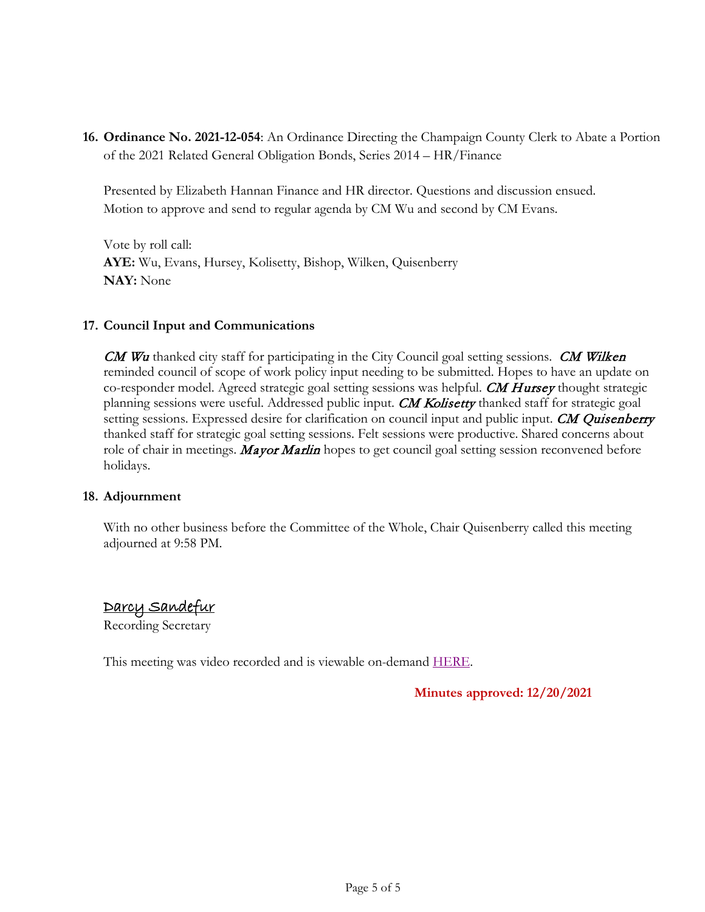**16. Ordinance No. 2021-12-054**: An Ordinance Directing the Champaign County Clerk to Abate a Portion of the 2021 Related General Obligation Bonds, Series 2014 – HR/Finance

Presented by Elizabeth Hannan Finance and HR director. Questions and discussion ensued. Motion to approve and send to regular agenda by CM Wu and second by CM Evans.

Vote by roll call:
**AYE:** Wu, Evans, Hursey, Kolisetty, Bishop, Wilken, Quisenberry
**NAY:** None

**17. Council Input and Communications**

*CM Wu* thanked city staff for participating in the City Council goal setting sessions. *CM Wilken* reminded council of scope of work policy input needing to be submitted. Hopes to have an update on co-responder model. Agreed strategic goal setting sessions was helpful. *CM Hursey* thought strategic planning sessions were useful. Addressed public input. *CM Kolisetty* thanked staff for strategic goal setting sessions. Expressed desire for clarification on council input and public input. *CM Quisenberry* thanked staff for strategic goal setting sessions. Felt sessions were productive. Shared concerns about role of chair in meetings. ***Mayor Marlin*** hopes to get council goal setting session reconvened before holidays.

**18. Adjournment**

With no other business before the Committee of the Whole, Chair Quisenberry called this meeting adjourned at 9:58 PM.

Darcy Sandefur
Recording Secretary

This meeting was video recorded and is viewable on-demand HERE.

**Minutes approved: 12/20/2021**